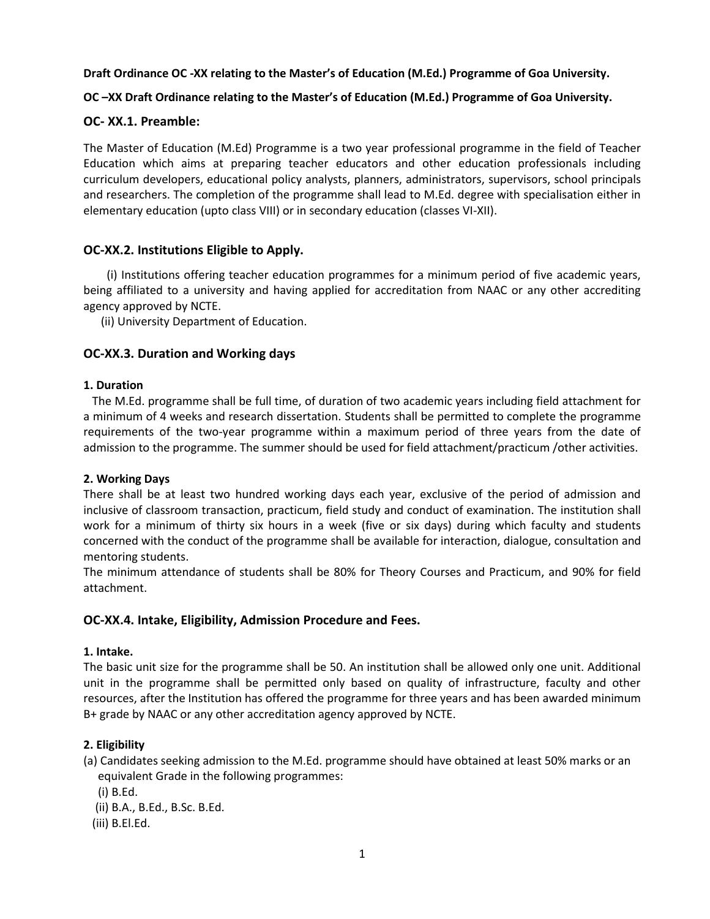**Draft Ordinance OC -XX relating to the Master's of Education (M.Ed.) Programme of Goa University.**

**OC –XX Draft Ordinance relating to the Master's of Education (M.Ed.) Programme of Goa University.**

## OC- XX.1. Preamble:

The Master of Education (M.Ed) Programme is a two year professional programme in the field of Teacher Education which aims at preparing teacher educators and other education professionals including curriculum developers, educational policy analysts, planners, administrators, supervisors, school principals and researchers. The completion of the programme shall lead to M.Ed. degree with specialisation either in elementary education (upto class VIII) or in secondary education (classes VI-XII).

## OC-XX.2. Institutions Eligible to Apply.

(i) Institutions offering teacher education programmes for a minimum period of five academic years, being affiliated to a university and having applied for accreditation from NAAC or any other accrediting agency approved by NCTE.

(ii) University Department of Education.

## OC-XX.3. Duration and Working days

**1. Duration**

The M.Ed. programme shall be full time, of duration of two academic years including field attachment for a minimum of 4 weeks and research dissertation. Students shall be permitted to complete the programme requirements of the two-year programme within a maximum period of three years from the date of admission to the programme. The summer should be used for field attachment/practicum /other activities.

**2. Working Days**

There shall be at least two hundred working days each year, exclusive of the period of admission and inclusive of classroom transaction, practicum, field study and conduct of examination. The institution shall work for a minimum of thirty six hours in a week (five or six days) during which faculty and students concerned with the conduct of the programme shall be available for interaction, dialogue, consultation and mentoring students.

The minimum attendance of students shall be 80% for Theory Courses and Practicum, and 90% for field attachment.

## OC-XX.4. Intake, Eligibility, Admission Procedure and Fees.

**1. Intake.**

The basic unit size for the programme shall be 50. An institution shall be allowed only one unit. Additional unit in the programme shall be permitted only based on quality of infrastructure, faculty and other resources, after the Institution has offered the programme for three years and has been awarded minimum B+ grade by NAAC or any other accreditation agency approved by NCTE.

**2. Eligibility**

(a) Candidates seeking admission to the M.Ed. programme should have obtained at least 50% marks or an equivalent Grade in the following programmes:

(i) B.Ed.

(ii) B.A., B.Ed., B.Sc. B.Ed.

(iii) B.El.Ed.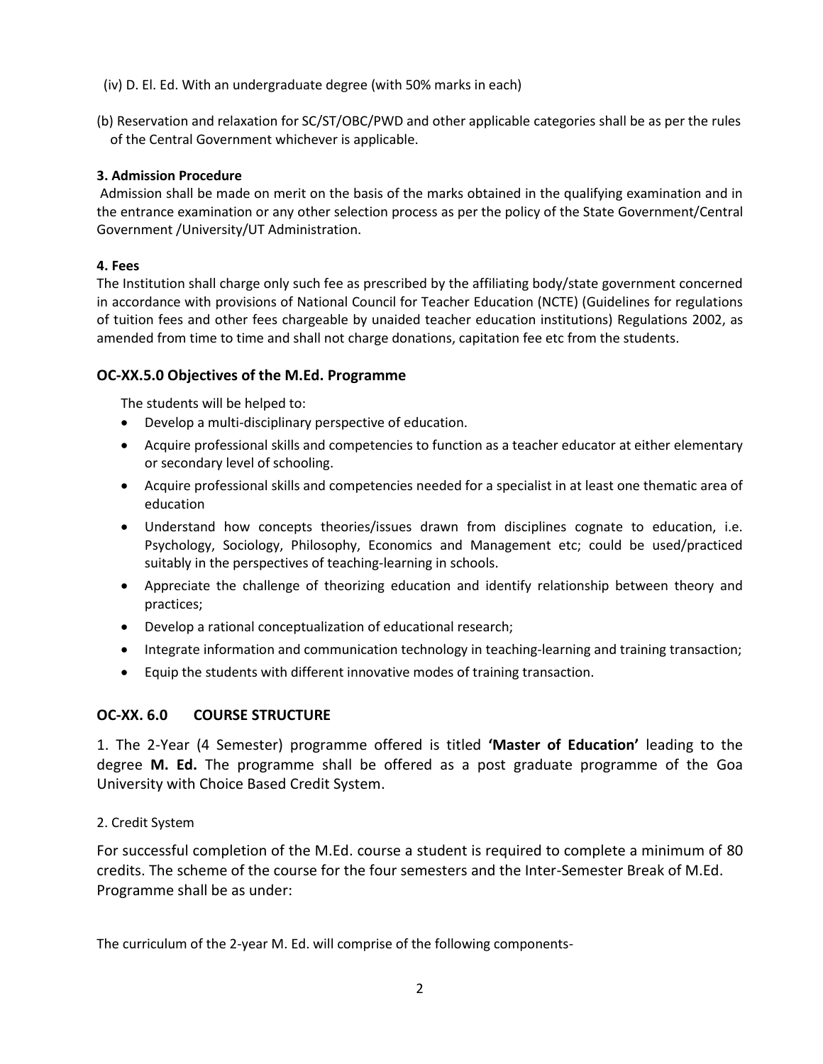(iv) D. El. Ed. With an undergraduate degree (with 50% marks in each)

(b) Reservation and relaxation for SC/ST/OBC/PWD and other applicable categories shall be as per the rules of the Central Government whichever is applicable.

**3. Admission Procedure**

Admission shall be made on merit on the basis of the marks obtained in the qualifying examination and in the entrance examination or any other selection process as per the policy of the State Government/Central Government /University/UT Administration.

**4. Fees**

The Institution shall charge only such fee as prescribed by the affiliating body/state government concerned in accordance with provisions of National Council for Teacher Education (NCTE) (Guidelines for regulations of tuition fees and other fees chargeable by unaided teacher education institutions) Regulations 2002, as amended from time to time and shall not charge donations, capitation fee etc from the students.

### OC-XX.5.0 Objectives of the M.Ed. Programme

The students will be helped to:

- Develop a multi-disciplinary perspective of education.
- Acquire professional skills and competencies to function as a teacher educator at either elementary or secondary level of schooling.
- Acquire professional skills and competencies needed for a specialist in at least one thematic area of education
- Understand how concepts theories/issues drawn from disciplines cognate to education, i.e. Psychology, Sociology, Philosophy, Economics and Management etc; could be used/practiced suitably in the perspectives of teaching-learning in schools.
- Appreciate the challenge of theorizing education and identify relationship between theory and practices;
- Develop a rational conceptualization of educational research;
- Integrate information and communication technology in teaching-learning and training transaction;
- Equip the students with different innovative modes of training transaction.

### OC-XX. 6.0 COURSE STRUCTURE

1. The 2-Year (4 Semester) programme offered is titled **'Master of Education'** leading to the degree **M. Ed.** The programme shall be offered as a post graduate programme of the Goa University with Choice Based Credit System.

2. Credit System

For successful completion of the M.Ed. course a student is required to complete a minimum of 80 credits. The scheme of the course for the four semesters and the Inter-Semester Break of M.Ed. Programme shall be as under:

The curriculum of the 2-year M. Ed. will comprise of the following components-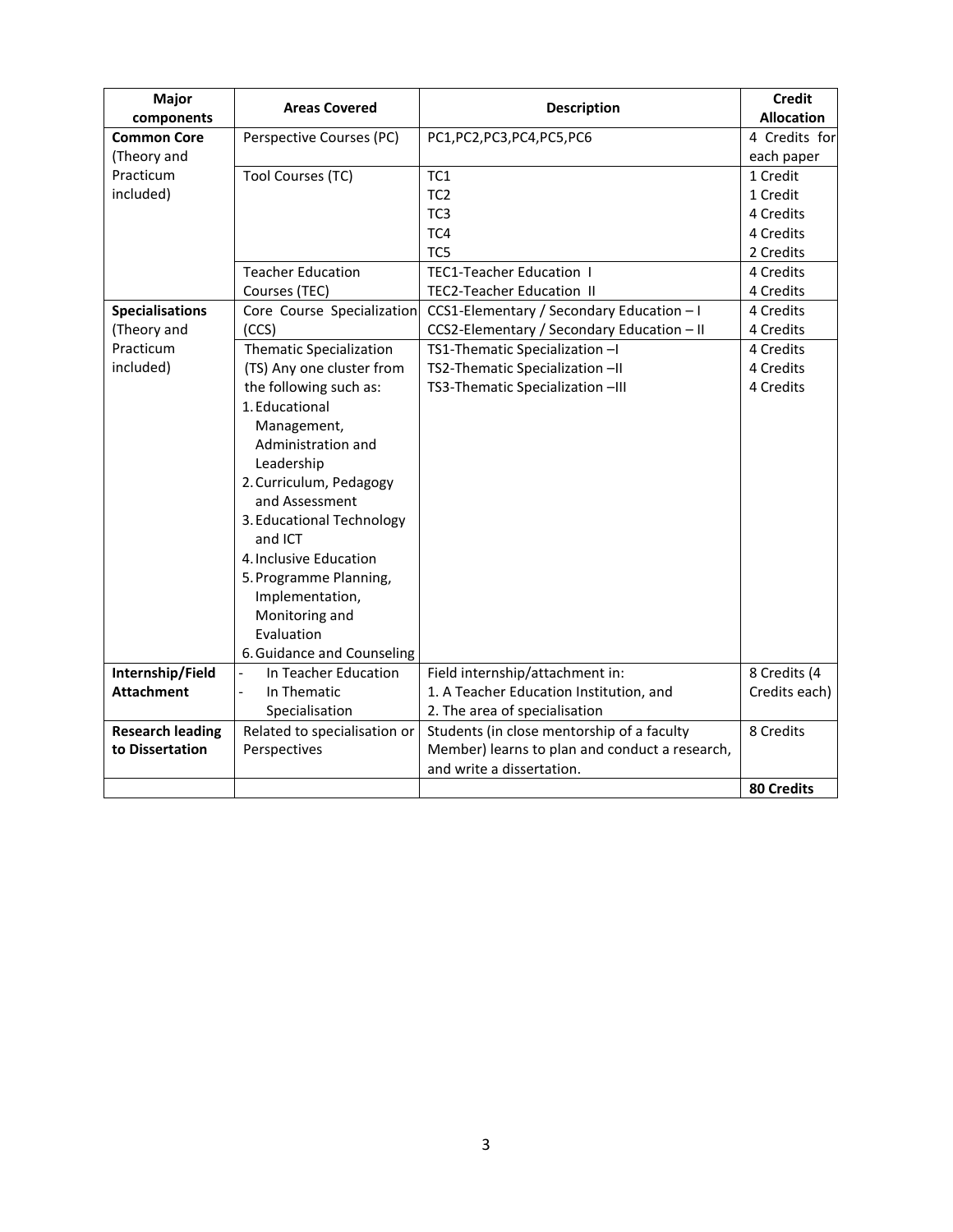| Major components | Areas Covered | Description | Credit Allocation |
|---|---|---|---|
| **Common Core** (Theory and Practicum included) | Perspective Courses (PC) | PC1,PC2,PC3,PC4,PC5,PC6 | 4 Credits for each paper |
| | Tool Courses (TC) | TC1<br>TC2<br>TC3<br>TC4<br>TC5 | 1 Credit<br>1 Credit<br>4 Credits<br>4 Credits<br>2 Credits |
| | Teacher Education Courses (TEC) | TEC1-Teacher Education I<br>TEC2-Teacher Education II | 4 Credits<br>4 Credits |
| **Specialisations** (Theory and Practicum included) | Core Course Specialization (CCS) | CCS1-Elementary / Secondary Education – I<br>CCS2-Elementary / Secondary Education – II | 4 Credits<br>4 Credits |
| | Thematic Specialization (TS) Any one cluster from the following such as:<br>1. Educational Management, Administration and Leadership<br>2. Curriculum, Pedagogy and Assessment<br>3. Educational Technology and ICT<br>4. Inclusive Education<br>5. Programme Planning, Implementation, Monitoring and Evaluation<br>6. Guidance and Counseling | TS1-Thematic Specialization –I<br>TS2-Thematic Specialization –II<br>TS3-Thematic Specialization –III | 4 Credits<br>4 Credits<br>4 Credits |
| **Internship/Field Attachment** | - In Teacher Education<br>- In Thematic Specialisation | Field internship/attachment in:<br>1. A Teacher Education Institution, and<br>2. The area of specialisation | 8 Credits (4 Credits each) |
| **Research leading to Dissertation** | Related to specialisation or Perspectives | Students (in close mentorship of a faculty Member) learns to plan and conduct a research, and write a dissertation. | 8 Credits |
| | | | **80 Credits** |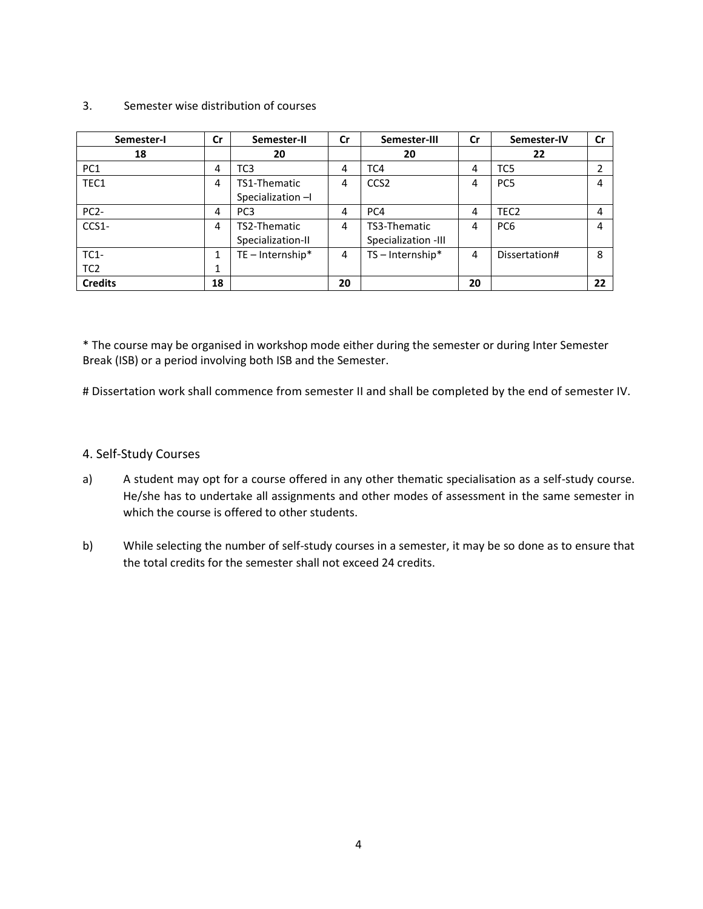3. Semester wise distribution of courses

| Semester-I | Cr | Semester-II | Cr | Semester-III | Cr | Semester-IV | Cr |
|---|---|---|---|---|---|---|---|
| 18 | | 20 | | 20 | | 22 | |
| PC1 | 4 | TC3 | 4 | TC4 | 4 | TC5 | 2 |
| TEC1 | 4 | TS1-Thematic Specialization –I | 4 | CCS2 | 4 | PC5 | 4 |
| PC2- | 4 | PC3 | 4 | PC4 | 4 | TEC2 | 4 |
| CCS1- | 4 | TS2-Thematic Specialization-II | 4 | TS3-Thematic Specialization -III | 4 | PC6 | 4 |
| TC1-<br>TC2 | 1<br>1 | TE – Internship* | 4 | TS – Internship* | 4 | Dissertation# | 8 |
| **Credits** | **18** | | **20** | | **20** | | **22** |

* The course may be organised in workshop mode either during the semester or during Inter Semester Break (ISB) or a period involving both ISB and the Semester.

# Dissertation work shall commence from semester II and shall be completed by the end of semester IV.

## 4. Self-Study Courses

a) A student may opt for a course offered in any other thematic specialisation as a self-study course. He/she has to undertake all assignments and other modes of assessment in the same semester in which the course is offered to other students.

b) While selecting the number of self-study courses in a semester, it may be so done as to ensure that the total credits for the semester shall not exceed 24 credits.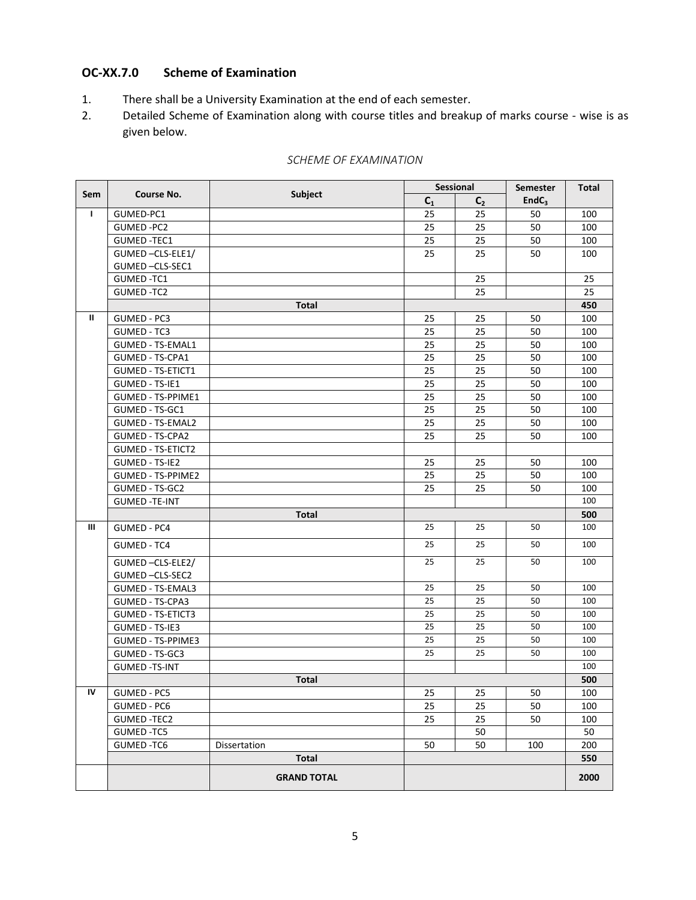## OC-XX.7.0 Scheme of Examination

1. There shall be a University Examination at the end of each semester.
2. Detailed Scheme of Examination along with course titles and breakup of marks course - wise is as given below.

*SCHEME OF EXAMINATION*

| Sem | Course No. | Subject | Sessional | | Semester | Total |
|---|---|---|---|---|---|---|
| | | | $C_1$ | $C_2$ | End$C_3$ | |
| I | GUMED-PC1 | | 25 | 25 | 50 | 100 |
| | GUMED -PC2 | | 25 | 25 | 50 | 100 |
| | GUMED -TEC1 | | 25 | 25 | 50 | 100 |
| | GUMED –CLS-ELE1/ GUMED –CLS-SEC1 | | 25 | 25 | 50 | 100 |
| | GUMED -TC1 | | | 25 | | 25 |
| | GUMED -TC2 | | | 25 | | 25 |
| | | **Total** | | | | **450** |
| II | GUMED - PC3 | | 25 | 25 | 50 | 100 |
| | GUMED - TC3 | | 25 | 25 | 50 | 100 |
| | GUMED - TS-EMAL1 | | 25 | 25 | 50 | 100 |
| | GUMED - TS-CPA1 | | 25 | 25 | 50 | 100 |
| | GUMED - TS-ETICT1 | | 25 | 25 | 50 | 100 |
| | GUMED - TS-IE1 | | 25 | 25 | 50 | 100 |
| | GUMED - TS-PPIME1 | | 25 | 25 | 50 | 100 |
| | GUMED - TS-GC1 | | 25 | 25 | 50 | 100 |
| | GUMED - TS-EMAL2 | | 25 | 25 | 50 | 100 |
| | GUMED - TS-CPA2 | | 25 | 25 | 50 | 100 |
| | GUMED - TS-ETICT2 | | | | | |
| | GUMED - TS-IE2 | | 25 | 25 | 50 | 100 |
| | GUMED - TS-PPIME2 | | 25 | 25 | 50 | 100 |
| | GUMED - TS-GC2 | | 25 | 25 | 50 | 100 |
| | GUMED -TE-INT | | | | | 100 |
| | | **Total** | | | | **500** |
| III | GUMED - PC4 | | 25 | 25 | 50 | 100 |
| | GUMED - TC4 | | 25 | 25 | 50 | 100 |
| | GUMED –CLS-ELE2/ GUMED –CLS-SEC2 | | 25 | 25 | 50 | 100 |
| | GUMED - TS-EMAL3 | | 25 | 25 | 50 | 100 |
| | GUMED - TS-CPA3 | | 25 | 25 | 50 | 100 |
| | GUMED - TS-ETICT3 | | 25 | 25 | 50 | 100 |
| | GUMED - TS-IE3 | | 25 | 25 | 50 | 100 |
| | GUMED - TS-PPIME3 | | 25 | 25 | 50 | 100 |
| | GUMED - TS-GC3 | | 25 | 25 | 50 | 100 |
| | GUMED -TS-INT | | | | | 100 |
| | | **Total** | | | | **500** |
| IV | GUMED - PC5 | | 25 | 25 | 50 | 100 |
| | GUMED - PC6 | | 25 | 25 | 50 | 100 |
| | GUMED -TEC2 | | 25 | 25 | 50 | 100 |
| | GUMED -TC5 | | | 50 | | 50 |
| | GUMED -TC6 | Dissertation | 50 | 50 | 100 | 200 |
| | | **Total** | | | | **550** |
| | | **GRAND TOTAL** | | | | **2000** |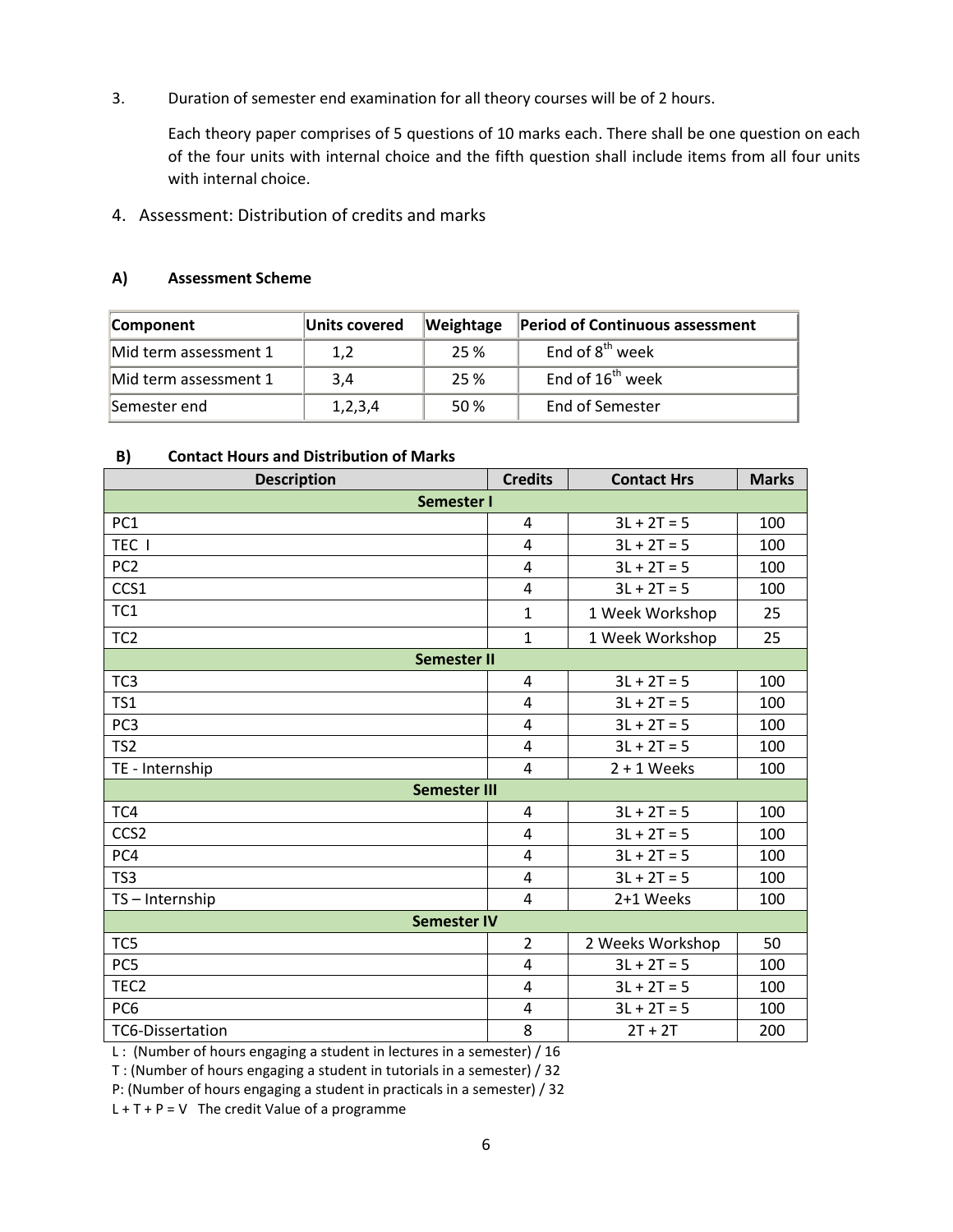3. Duration of semester end examination for all theory courses will be of 2 hours.

   Each theory paper comprises of 5 questions of 10 marks each. There shall be one question on each of the four units with internal choice and the fifth question shall include items from all four units with internal choice.

4. Assessment: Distribution of credits and marks

**A) Assessment Scheme**

| Component | Units covered | Weightage | Period of Continuous assessment |
|---|---|---|---|
| Mid term assessment 1 | 1,2 | 25 % | End of 8th week |
| Mid term assessment 1 | 3,4 | 25 % | End of 16th week |
| Semester end | 1,2,3,4 | 50 % | End of Semester |

**B) Contact Hours and Distribution of Marks**

| Description | Credits | Contact Hrs | Marks |
|---|---|---|---|
| **Semester I** | | | |
| PC1 | 4 | 3L + 2T = 5 | 100 |
| TEC I | 4 | 3L + 2T = 5 | 100 |
| PC2 | 4 | 3L + 2T = 5 | 100 |
| CCS1 | 4 | 3L + 2T = 5 | 100 |
| TC1 | 1 | 1 Week Workshop | 25 |
| TC2 | 1 | 1 Week Workshop | 25 |
| **Semester II** | | | |
| TC3 | 4 | 3L + 2T = 5 | 100 |
| TS1 | 4 | 3L + 2T = 5 | 100 |
| PC3 | 4 | 3L + 2T = 5 | 100 |
| TS2 | 4 | 3L + 2T = 5 | 100 |
| TE - Internship | 4 | 2 + 1 Weeks | 100 |
| **Semester III** | | | |
| TC4 | 4 | 3L + 2T = 5 | 100 |
| CCS2 | 4 | 3L + 2T = 5 | 100 |
| PC4 | 4 | 3L + 2T = 5 | 100 |
| TS3 | 4 | 3L + 2T = 5 | 100 |
| TS – Internship | 4 | 2+1 Weeks | 100 |
| **Semester IV** | | | |
| TC5 | 2 | 2 Weeks Workshop | 50 |
| PC5 | 4 | 3L + 2T = 5 | 100 |
| TEC2 | 4 | 3L + 2T = 5 | 100 |
| PC6 | 4 | 3L + 2T = 5 | 100 |
| TC6-Dissertation | 8 | 2T + 2T | 200 |

L : (Number of hours engaging a student in lectures in a semester) / 16

T : (Number of hours engaging a student in tutorials in a semester) / 32

P: (Number of hours engaging a student in practicals in a semester) / 32

L + T + P = V The credit Value of a programme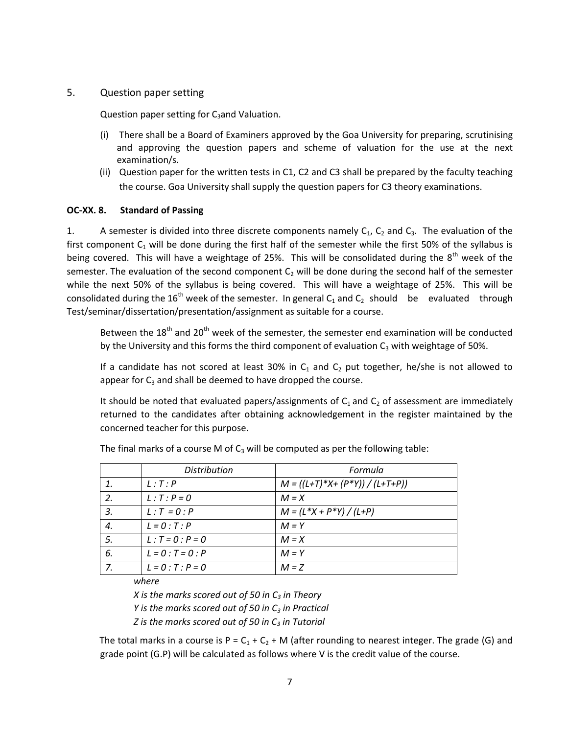5. Question paper setting

Question paper setting for $C_3$and Valuation.

(i) There shall be a Board of Examiners approved by the Goa University for preparing, scrutinising and approving the question papers and scheme of valuation for the use at the next examination/s.

(ii) Question paper for the written tests in C1, C2 and C3 shall be prepared by the faculty teaching the course. Goa University shall supply the question papers for C3 theory examinations.

**OC-XX. 8. Standard of Passing**

1. A semester is divided into three discrete components namely $C_1$, $C_2$ and $C_3$. The evaluation of the first component $C_1$ will be done during the first half of the semester while the first 50% of the syllabus is being covered. This will have a weightage of 25%. This will be consolidated during the 8th week of the semester. The evaluation of the second component $C_2$ will be done during the second half of the semester while the next 50% of the syllabus is being covered. This will have a weightage of 25%. This will be consolidated during the 16th week of the semester. In general $C_1$ and $C_2$ should be evaluated through Test/seminar/dissertation/presentation/assignment as suitable for a course.

Between the 18th and 20th week of the semester, the semester end examination will be conducted by the University and this forms the third component of evaluation $C_3$ with weightage of 50%.

If a candidate has not scored at least 30% in $C_1$ and $C_2$ put together, he/she is not allowed to appear for $C_3$ and shall be deemed to have dropped the course.

It should be noted that evaluated papers/assignments of $C_1$ and $C_2$ of assessment are immediately returned to the candidates after obtaining acknowledgement in the register maintained by the concerned teacher for this purpose.

The final marks of a course M of $C_3$ will be computed as per the following table:

| | *Distribution* | *Formula* |
|---|---|---|
| *1.* | *L : T : P* | *M = ((L+T)*X+ (P*Y)) / (L+T+P))* |
| *2.* | *L : T : P = 0* | *M = X* |
| *3.* | *L : T = 0 : P* | *M = (L*X + P*Y) / (L+P)* |
| *4.* | *L = 0 : T : P* | *M = Y* |
| *5.* | *L : T = 0 : P = 0* | *M = X* |
| *6.* | *L = 0 : T = 0 : P* | *M = Y* |
| *7.* | *L = 0 : T : P = 0* | *M = Z* |

*where*

*X is the marks scored out of 50 in $C_3$ in Theory*

*Y is the marks scored out of 50 in $C_3$ in Practical*

*Z is the marks scored out of 50 in $C_3$ in Tutorial*

The total marks in a course is $P = C_1 + C_2 + M$ (after rounding to nearest integer. The grade (G) and grade point (G.P) will be calculated as follows where V is the credit value of the course.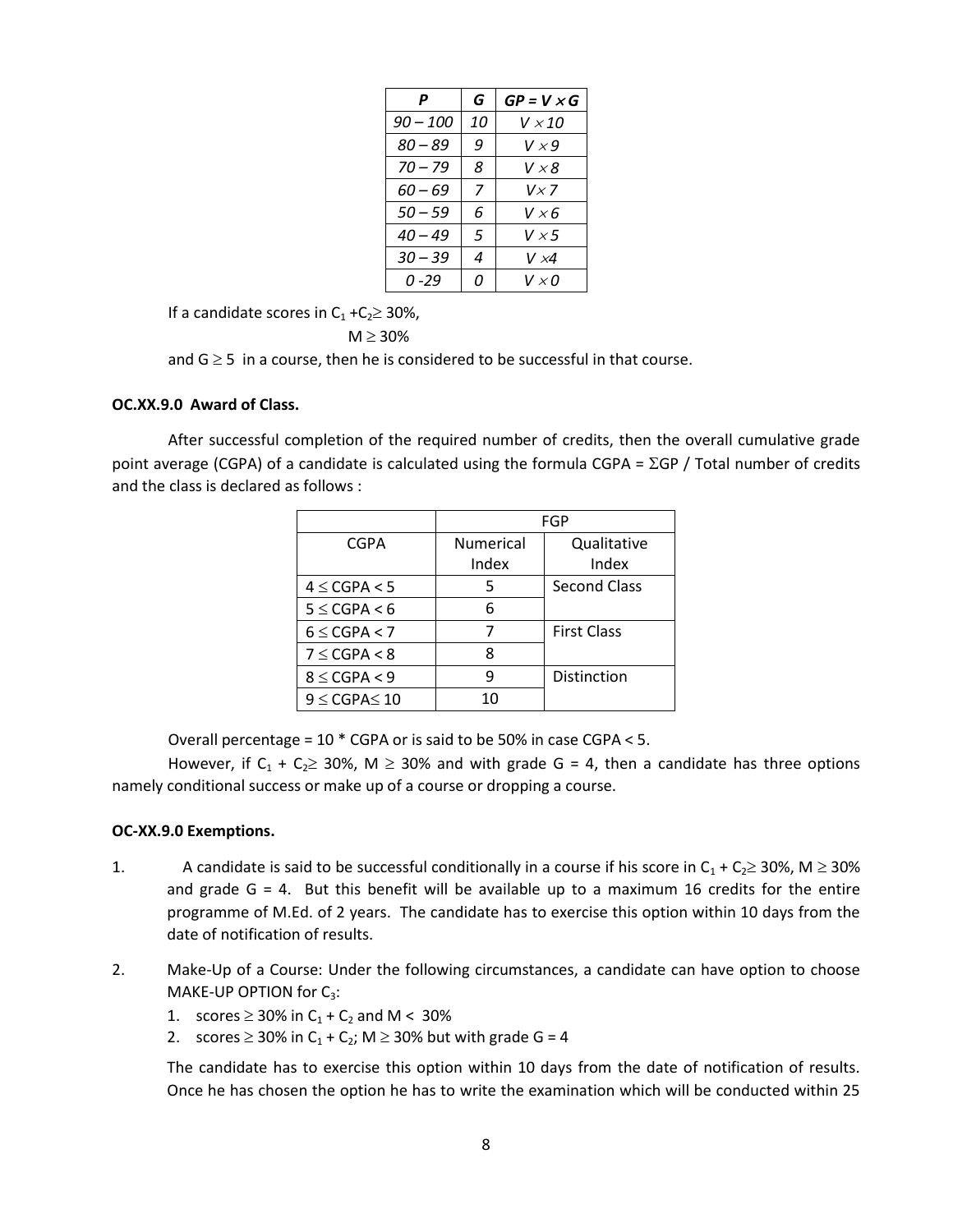| *P* | *G* | *GP = V × G* |
|---|---|---|
| *90 – 100* | *10* | *V × 10* |
| *80 – 89* | *9* | *V × 9* |
| *70 – 79* | *8* | *V × 8* |
| *60 – 69* | *7* | *V× 7* |
| *50 – 59* | *6* | *V × 6* |
| *40 – 49* | *5* | *V × 5* |
| *30 – 39* | *4* | *V ×4* |
| *0 -29* | *0* | *V × 0* |

If a candidate scores in $C_1 + C_2 \geq 30\%$,

$M \geq 30\%$

and $G \geq 5$ in a course, then he is considered to be successful in that course.

**OC.XX.9.0 Award of Class.**

After successful completion of the required number of credits, then the overall cumulative grade point average (CGPA) of a candidate is calculated using the formula CGPA = $\Sigma$GP / Total number of credits and the class is declared as follows :

| | FGP | |
|---|---|---|
| CGPA | Numerical Index | Qualitative Index |
| $4 \leq$ CGPA < 5 | 5 | Second Class |
| $5 \leq$ CGPA < 6 | 6 | |
| $6 \leq$ CGPA < 7 | 7 | First Class |
| $7 \leq$ CGPA < 8 | 8 | |
| $8 \leq$ CGPA < 9 | 9 | Distinction |
| $9 \leq$ CGPA$\leq$ 10 | 10 | |

Overall percentage = 10 * CGPA or is said to be 50% in case CGPA < 5.

However, if $C_1 + C_2 \geq 30\%$, $M \geq 30\%$ and with grade G = 4, then a candidate has three options namely conditional success or make up of a course or dropping a course.

**OC-XX.9.0 Exemptions.**

1. A candidate is said to be successful conditionally in a course if his score in $C_1 + C_2 \geq 30\%$, $M \geq 30\%$ and grade G = 4. But this benefit will be available up to a maximum 16 credits for the entire programme of M.Ed. of 2 years. The candidate has to exercise this option within 10 days from the date of notification of results.

2. Make-Up of a Course: Under the following circumstances, a candidate can have option to choose MAKE-UP OPTION for $C_3$:
   1. scores $\geq$ 30% in $C_1 + C_2$ and M < 30%
   2. scores $\geq$ 30% in $C_1 + C_2$; M $\geq$ 30% but with grade G = 4

   The candidate has to exercise this option within 10 days from the date of notification of results. Once he has chosen the option he has to write the examination which will be conducted within 25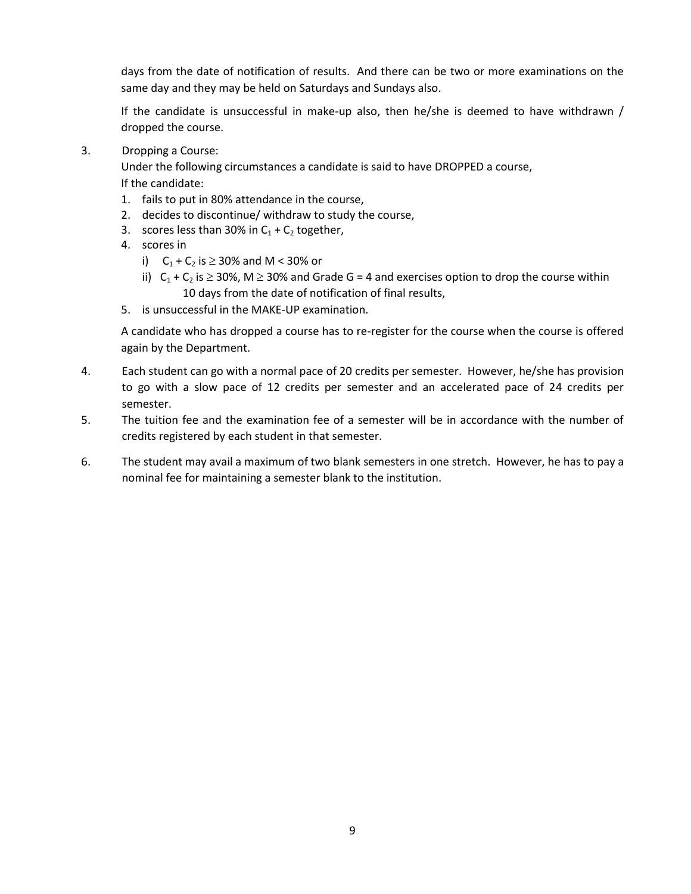days from the date of notification of results. And there can be two or more examinations on the same day and they may be held on Saturdays and Sundays also.

If the candidate is unsuccessful in make-up also, then he/she is deemed to have withdrawn / dropped the course.

3. Dropping a Course:

   Under the following circumstances a candidate is said to have DROPPED a course,
   If the candidate:

   1. fails to put in 80% attendance in the course,
   2. decides to discontinue/ withdraw to study the course,
   3. scores less than 30% in $C_1 + C_2$ together,
   4. scores in
      i) $C_1 + C_2$ is $\geq$ 30% and M < 30% or
      ii) $C_1 + C_2$ is $\geq$ 30%, M $\geq$ 30% and Grade G = 4 and exercises option to drop the course within 10 days from the date of notification of final results,
   5. is unsuccessful in the MAKE-UP examination.

   A candidate who has dropped a course has to re-register for the course when the course is offered again by the Department.

4. Each student can go with a normal pace of 20 credits per semester. However, he/she has provision to go with a slow pace of 12 credits per semester and an accelerated pace of 24 credits per semester.

5. The tuition fee and the examination fee of a semester will be in accordance with the number of credits registered by each student in that semester.

6. The student may avail a maximum of two blank semesters in one stretch. However, he has to pay a nominal fee for maintaining a semester blank to the institution.